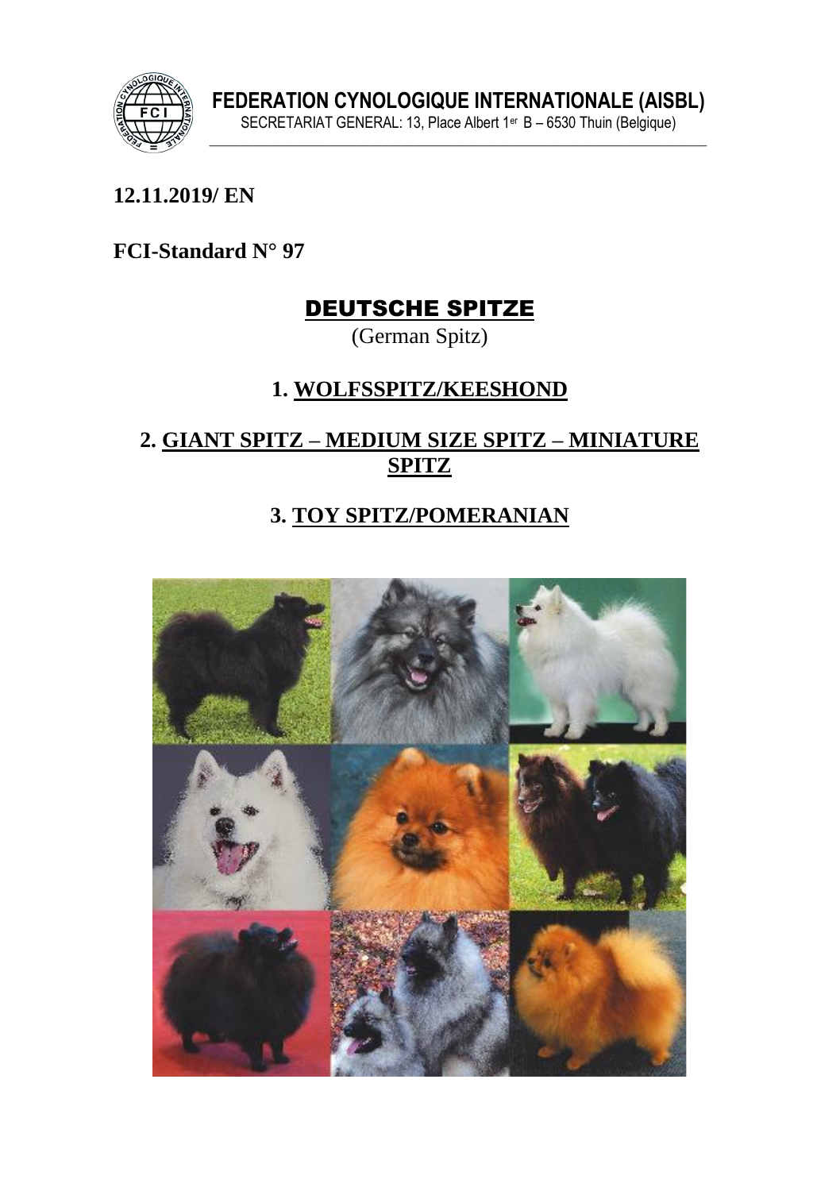**FEDERATION CYNOLOGIQUE INTERNATIONALE (AISBL)**
SECRETARIAT GENERAL: 13, Place Albert 1er B – 6530 Thuin (Belgique)

**12.11.2019/ EN**

**FCI-Standard N° 97**

# DEUTSCHE SPITZE

(German Spitz)

## 1. WOLFSSPITZ/KEESHOND

## 2. GIANT SPITZ – MEDIUM SIZE SPITZ – MINIATURE SPITZ

## 3. TOY SPITZ/POMERANIAN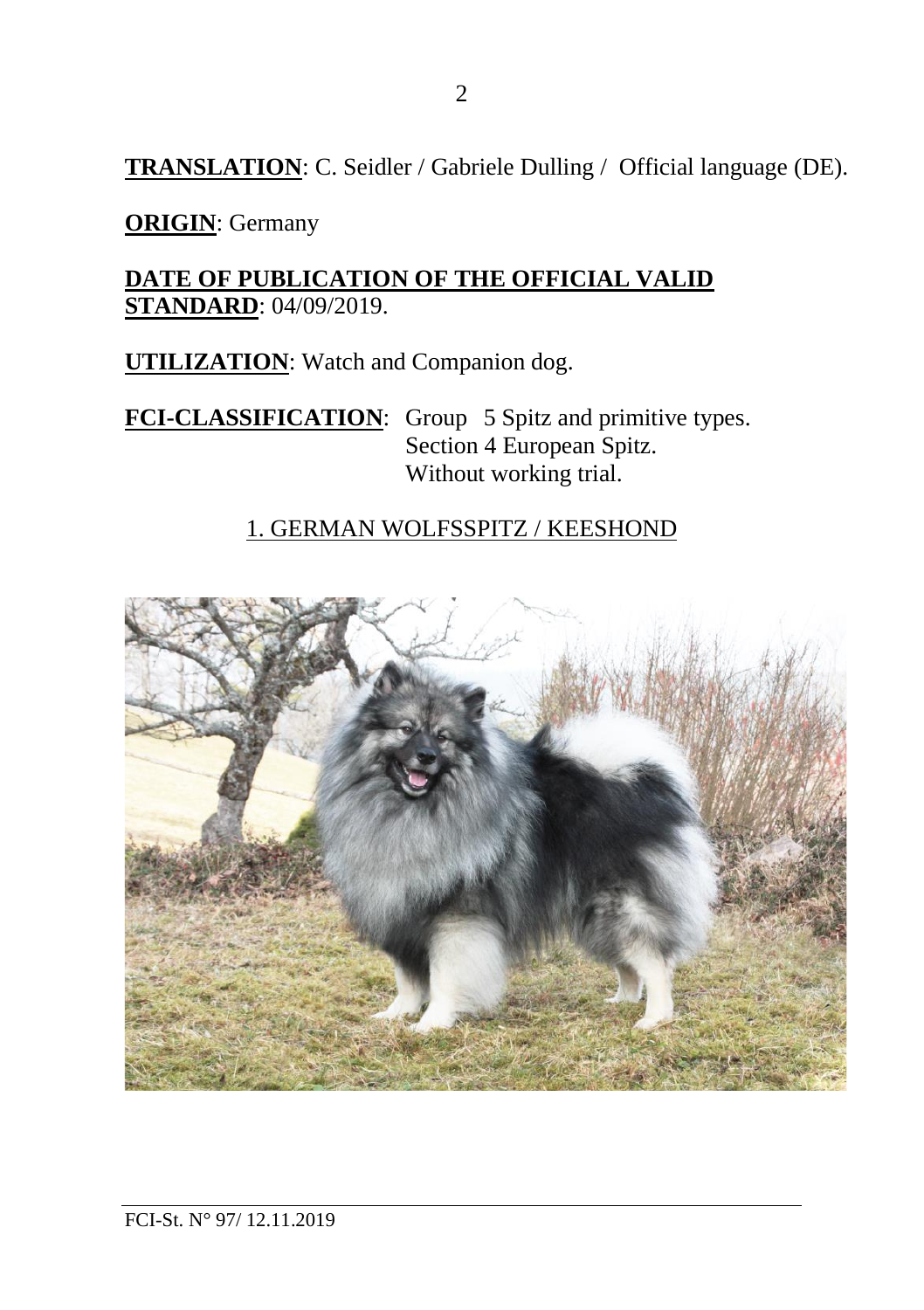**TRANSLATION**: C. Seidler / Gabriele Dulling / Official language (DE).

**ORIGIN**: Germany

**DATE OF PUBLICATION OF THE OFFICIAL VALID STANDARD**: 04/09/2019.

**UTILIZATION**: Watch and Companion dog.

**FCI-CLASSIFICATION**: Group 5 Spitz and primitive types.
Section 4 European Spitz.
Without working trial.

1. GERMAN WOLFSSPITZ / KEESHOND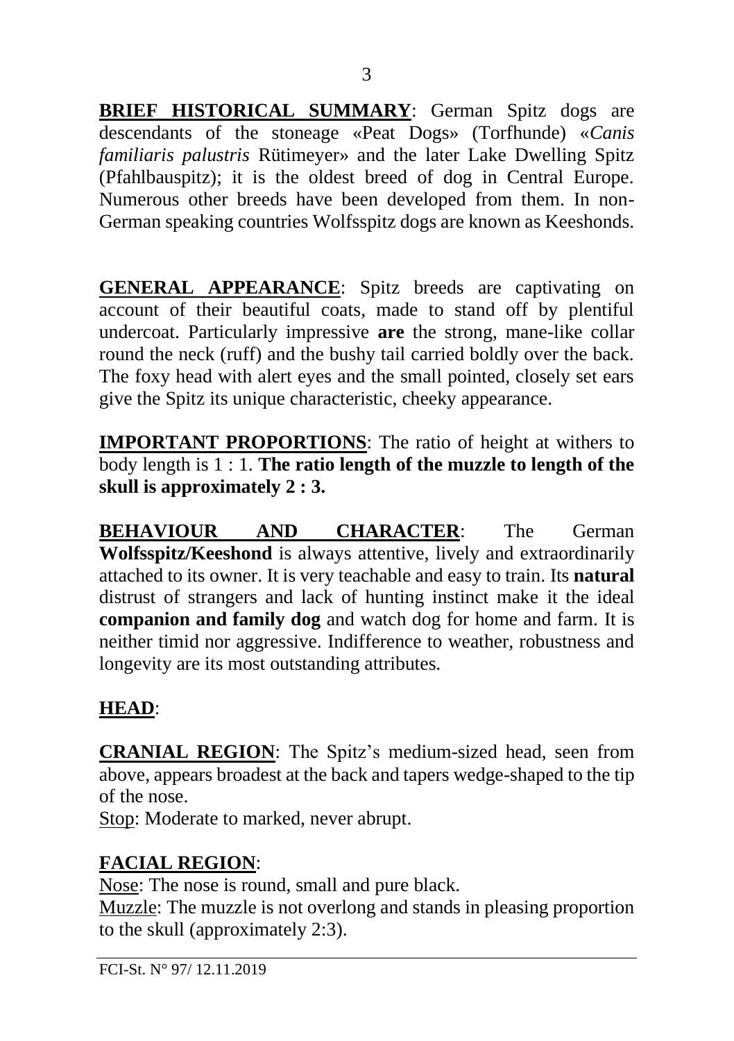**BRIEF HISTORICAL SUMMARY**: German Spitz dogs are descendants of the stoneage «Peat Dogs» (Torfhunde) «*Canis familiaris palustris* Rütimeyer» and the later Lake Dwelling Spitz (Pfahlbauspitz); it is the oldest breed of dog in Central Europe. Numerous other breeds have been developed from them. In non-German speaking countries Wolfsspitz dogs are known as Keeshonds.

**GENERAL APPEARANCE**: Spitz breeds are captivating on account of their beautiful coats, made to stand off by plentiful undercoat. Particularly impressive **are** the strong, mane-like collar round the neck (ruff) and the bushy tail carried boldly over the back. The foxy head with alert eyes and the small pointed, closely set ears give the Spitz its unique characteristic, cheeky appearance.

**IMPORTANT PROPORTIONS**: The ratio of height at withers to body length is 1 : 1. **The ratio length of the muzzle to length of the skull is approximately 2 : 3.**

**BEHAVIOUR AND CHARACTER**: The German **Wolfsspitz/Keeshond** is always attentive, lively and extraordinarily attached to its owner. It is very teachable and easy to train. Its **natural** distrust of strangers and lack of hunting instinct make it the ideal **companion and family dog** and watch dog for home and farm. It is neither timid nor aggressive. Indifference to weather, robustness and longevity are its most outstanding attributes.

**HEAD**:

**CRANIAL REGION**: The Spitz's medium-sized head, seen from above, appears broadest at the back and tapers wedge-shaped to the tip of the nose.
Stop: Moderate to marked, never abrupt.

**FACIAL REGION**:
Nose: The nose is round, small and pure black.
Muzzle: The muzzle is not overlong and stands in pleasing proportion to the skull (approximately 2:3).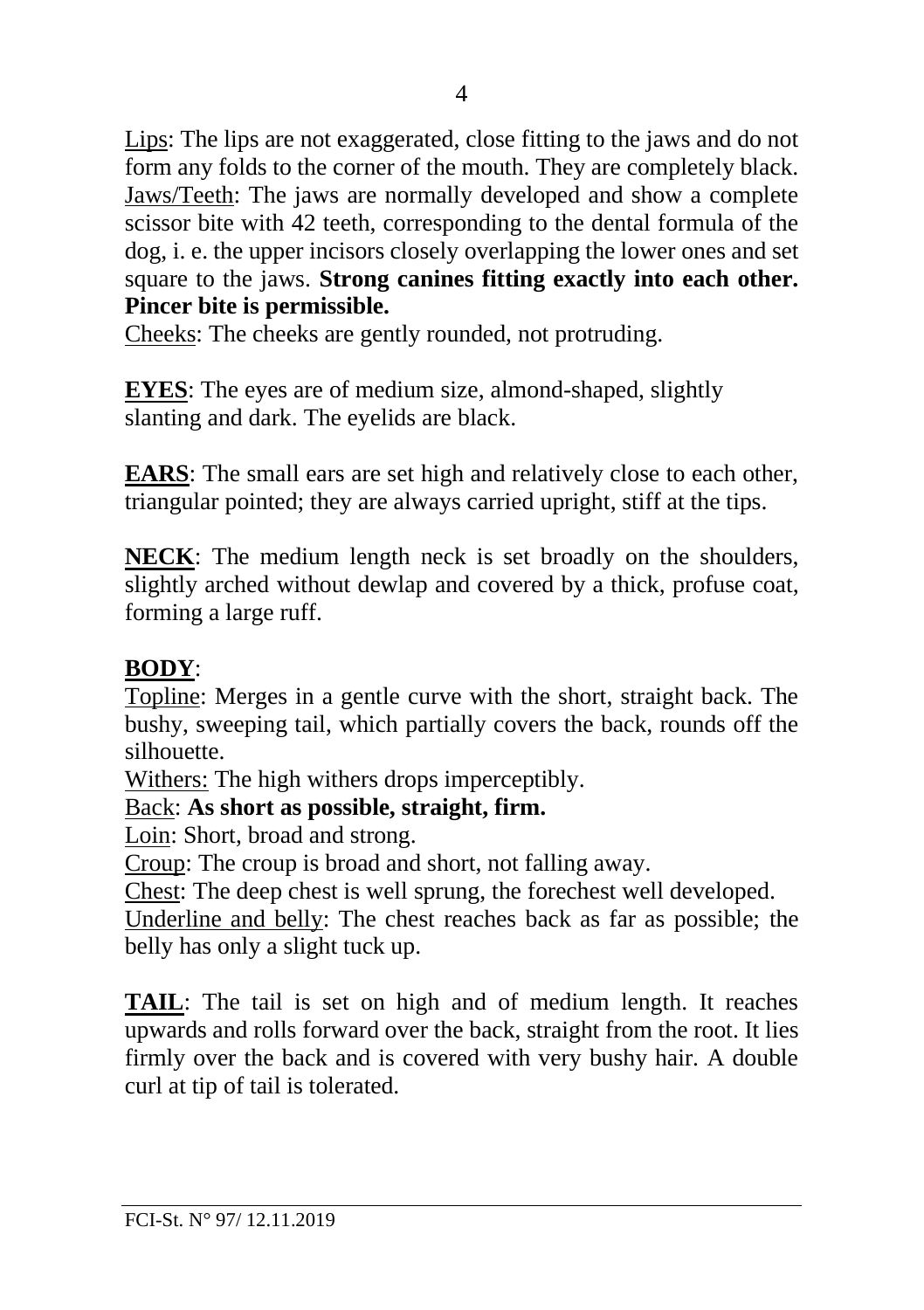Lips: The lips are not exaggerated, close fitting to the jaws and do not form any folds to the corner of the mouth. They are completely black.
Jaws/Teeth: The jaws are normally developed and show a complete scissor bite with 42 teeth, corresponding to the dental formula of the dog, i. e. the upper incisors closely overlapping the lower ones and set square to the jaws. **Strong canines fitting exactly into each other. Pincer bite is permissible.**
Cheeks: The cheeks are gently rounded, not protruding.

**EYES**: The eyes are of medium size, almond-shaped, slightly slanting and dark. The eyelids are black.

**EARS**: The small ears are set high and relatively close to each other, triangular pointed; they are always carried upright, stiff at the tips.

**NECK**: The medium length neck is set broadly on the shoulders, slightly arched without dewlap and covered by a thick, profuse coat, forming a large ruff.

**BODY**:
Topline: Merges in a gentle curve with the short, straight back. The bushy, sweeping tail, which partially covers the back, rounds off the silhouette.
Withers: The high withers drops imperceptibly.
Back: **As short as possible, straight, firm.**
Loin: Short, broad and strong.
Croup: The croup is broad and short, not falling away.
Chest: The deep chest is well sprung, the forechest well developed.
Underline and belly: The chest reaches back as far as possible; the belly has only a slight tuck up.

**TAIL**: The tail is set on high and of medium length. It reaches upwards and rolls forward over the back, straight from the root. It lies firmly over the back and is covered with very bushy hair. A double curl at tip of tail is tolerated.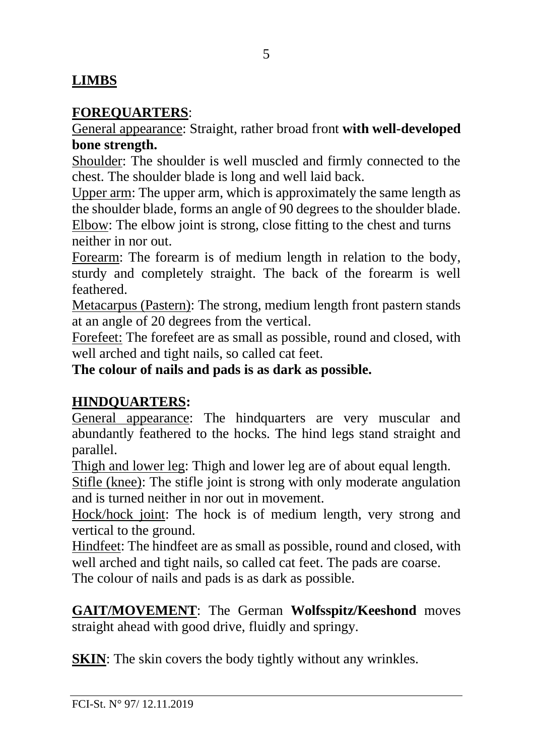## **LIMBS**

### **FOREQUARTERS**:

General appearance: Straight, rather broad front **with well-developed bone strength.**

Shoulder: The shoulder is well muscled and firmly connected to the chest. The shoulder blade is long and well laid back.

Upper arm: The upper arm, which is approximately the same length as the shoulder blade, forms an angle of 90 degrees to the shoulder blade.

Elbow: The elbow joint is strong, close fitting to the chest and turns neither in nor out.

Forearm: The forearm is of medium length in relation to the body, sturdy and completely straight. The back of the forearm is well feathered.

Metacarpus (Pastern): The strong, medium length front pastern stands at an angle of 20 degrees from the vertical.

Forefeet: The forefeet are as small as possible, round and closed, with well arched and tight nails, so called cat feet.

**The colour of nails and pads is as dark as possible.**

### **HINDQUARTERS:**

General appearance: The hindquarters are very muscular and abundantly feathered to the hocks. The hind legs stand straight and parallel.

Thigh and lower leg: Thigh and lower leg are of about equal length.

Stifle (knee): The stifle joint is strong with only moderate angulation and is turned neither in nor out in movement.

Hock/hock joint: The hock is of medium length, very strong and vertical to the ground.

Hindfeet: The hindfeet are as small as possible, round and closed, with well arched and tight nails, so called cat feet. The pads are coarse.

The colour of nails and pads is as dark as possible.

**GAIT/MOVEMENT**: The German **Wolfsspitz/Keeshond** moves straight ahead with good drive, fluidly and springy.

**SKIN**: The skin covers the body tightly without any wrinkles.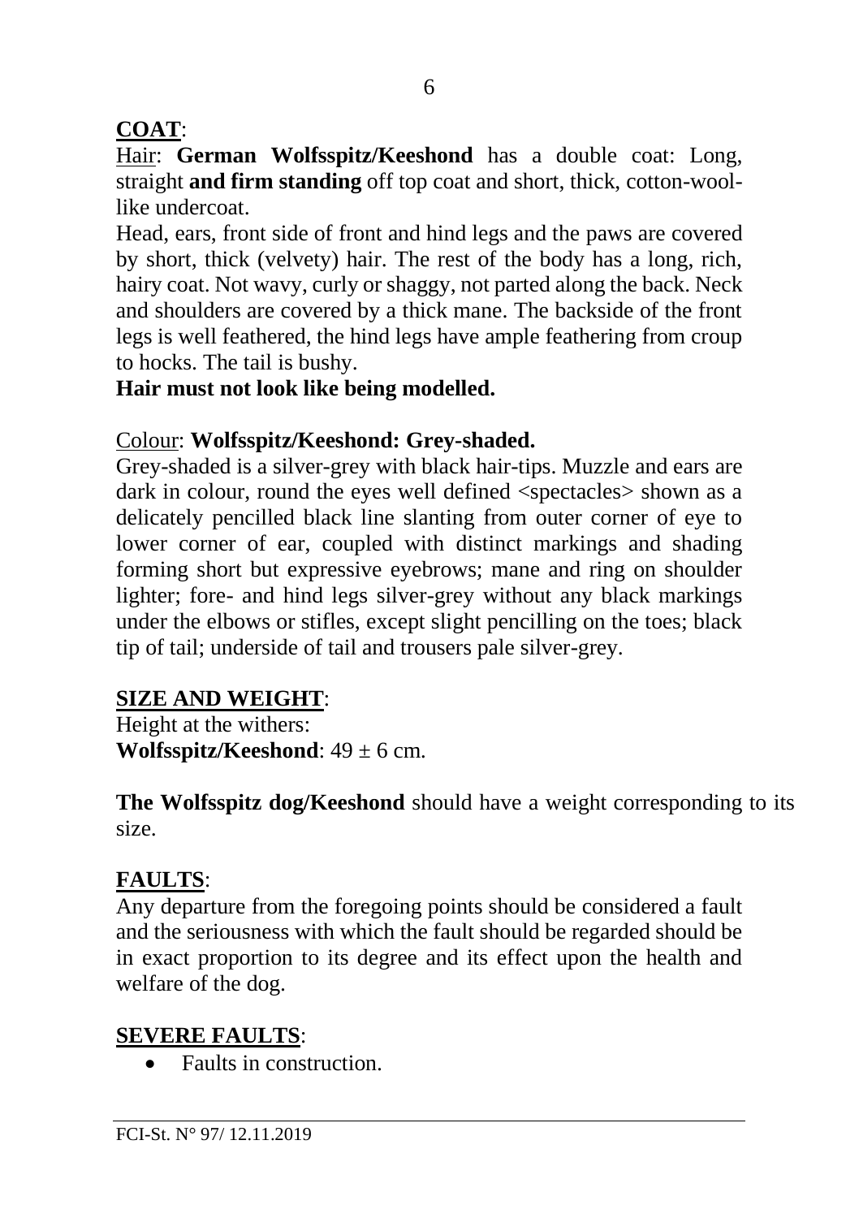**COAT**:

Hair: **German Wolfsspitz/Keeshond** has a double coat: Long, straight **and firm standing** off top coat and short, thick, cotton-wool-like undercoat.

Head, ears, front side of front and hind legs and the paws are covered by short, thick (velvety) hair. The rest of the body has a long, rich, hairy coat. Not wavy, curly or shaggy, not parted along the back. Neck and shoulders are covered by a thick mane. The backside of the front legs is well feathered, the hind legs have ample feathering from croup to hocks. The tail is bushy.

**Hair must not look like being modelled.**

Colour: **Wolfsspitz/Keeshond: Grey-shaded.**

Grey-shaded is a silver-grey with black hair-tips. Muzzle and ears are dark in colour, round the eyes well defined <spectacles> shown as a delicately pencilled black line slanting from outer corner of eye to lower corner of ear, coupled with distinct markings and shading forming short but expressive eyebrows; mane and ring on shoulder lighter; fore- and hind legs silver-grey without any black markings under the elbows or stifles, except slight pencilling on the toes; black tip of tail; underside of tail and trousers pale silver-grey.

**SIZE AND WEIGHT**:

Height at the withers:
**Wolfsspitz/Keeshond**: 49 ± 6 cm.

**The Wolfsspitz dog/Keeshond** should have a weight corresponding to its size.

**FAULTS**:

Any departure from the foregoing points should be considered a fault and the seriousness with which the fault should be regarded should be in exact proportion to its degree and its effect upon the health and welfare of the dog.

**SEVERE FAULTS**:

- Faults in construction.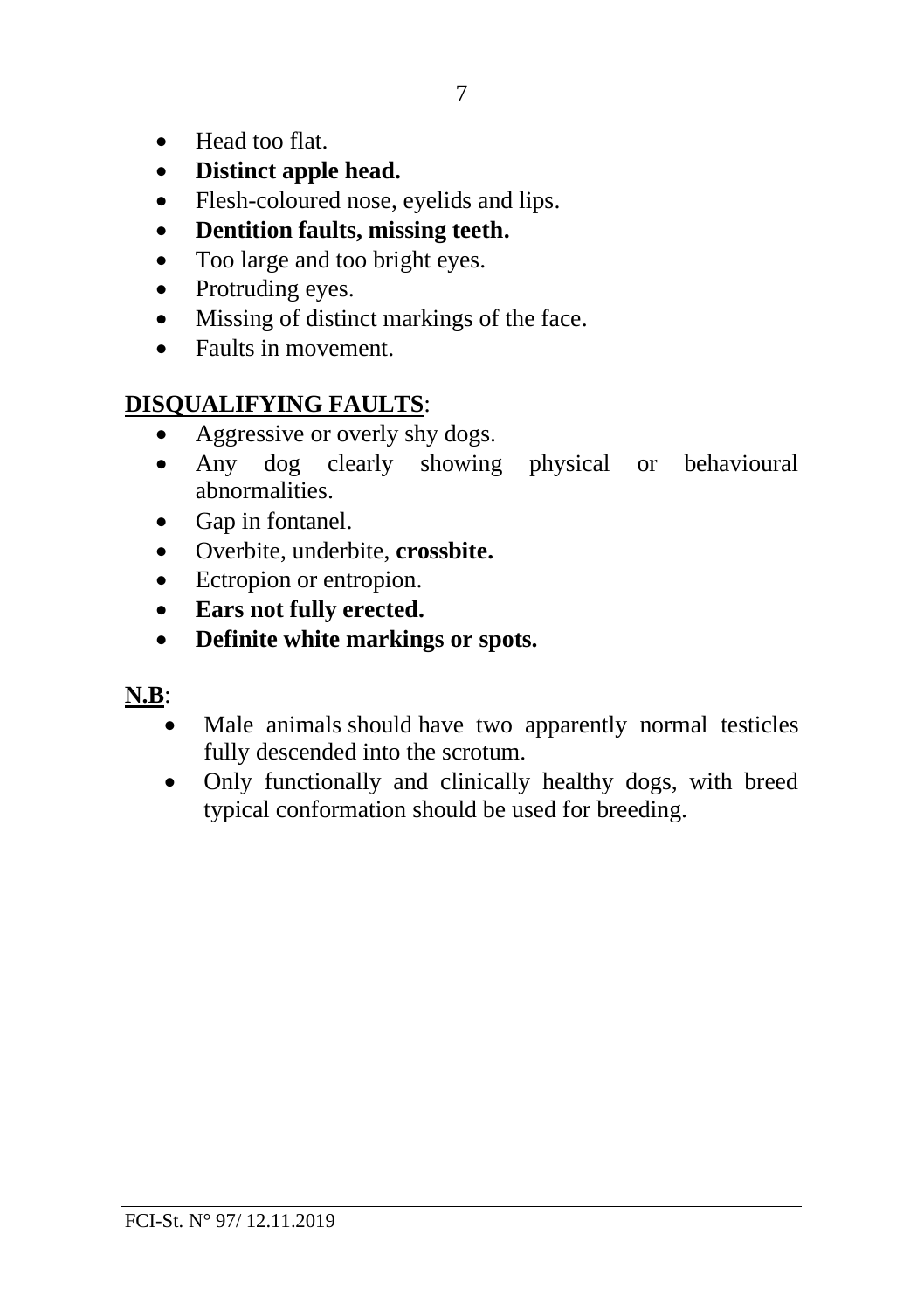- Head too flat.
- **Distinct apple head.**
- Flesh-coloured nose, eyelids and lips.
- **Dentition faults, missing teeth.**
- Too large and too bright eyes.
- Protruding eyes.
- Missing of distinct markings of the face.
- Faults in movement.

**DISQUALIFYING FAULTS**:

- Aggressive or overly shy dogs.
- Any dog clearly showing physical or behavioural abnormalities.
- Gap in fontanel.
- Overbite, underbite, **crossbite.**
- Ectropion or entropion.
- **Ears not fully erected.**
- **Definite white markings or spots.**

**N.B**:

- Male animals should have two apparently normal testicles fully descended into the scrotum.
- Only functionally and clinically healthy dogs, with breed typical conformation should be used for breeding.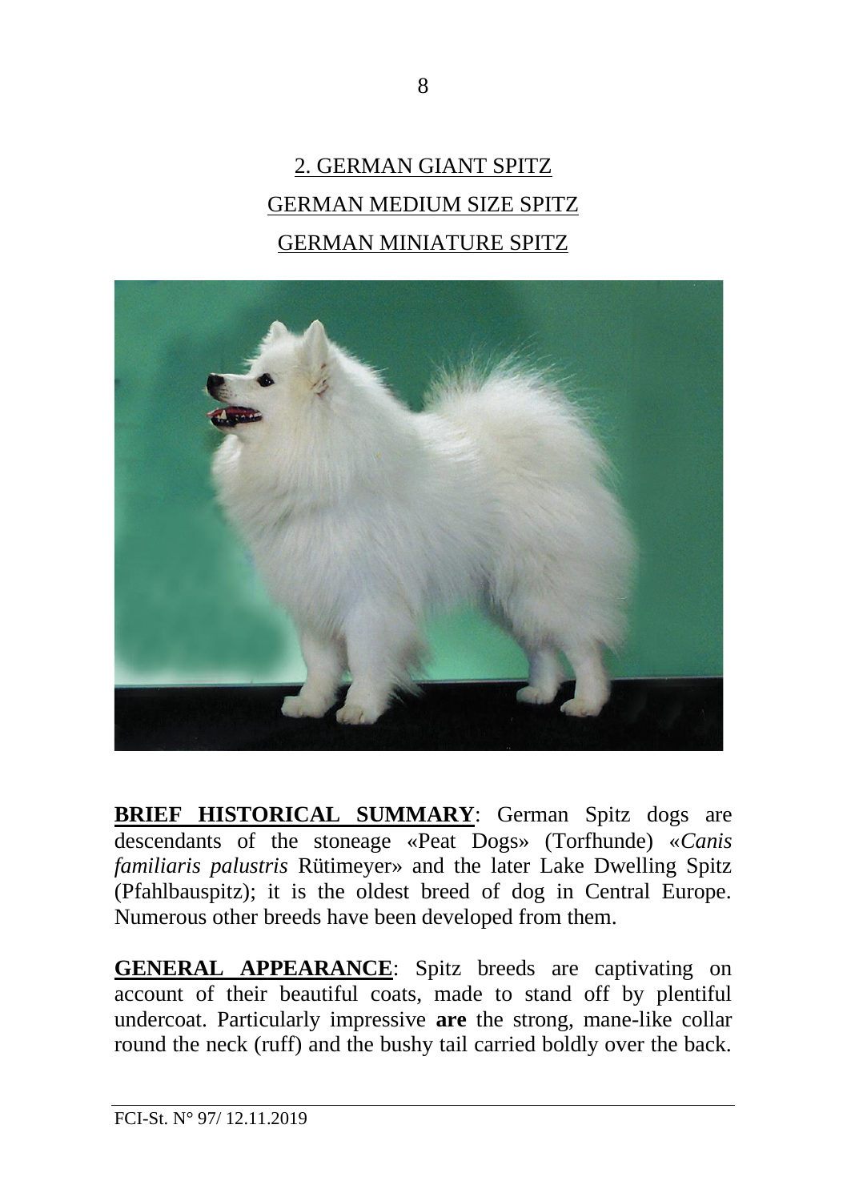## 2. GERMAN GIANT SPITZ
## GERMAN MEDIUM SIZE SPITZ
## GERMAN MINIATURE SPITZ

**BRIEF HISTORICAL SUMMARY**: German Spitz dogs are descendants of the stoneage «Peat Dogs» (Torfhunde) «*Canis familiaris palustris* Rütimeyer» and the later Lake Dwelling Spitz (Pfahlbauspitz); it is the oldest breed of dog in Central Europe. Numerous other breeds have been developed from them.

**GENERAL APPEARANCE**: Spitz breeds are captivating on account of their beautiful coats, made to stand off by plentiful undercoat. Particularly impressive **are** the strong, mane-like collar round the neck (ruff) and the bushy tail carried boldly over the back.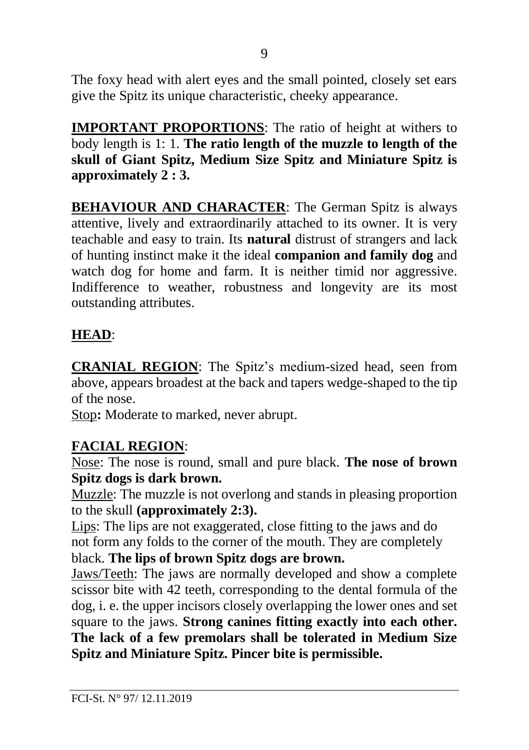The foxy head with alert eyes and the small pointed, closely set ears give the Spitz its unique characteristic, cheeky appearance.

**IMPORTANT PROPORTIONS**: The ratio of height at withers to body length is 1: 1. **The ratio length of the muzzle to length of the skull of Giant Spitz, Medium Size Spitz and Miniature Spitz is approximately 2 : 3.**

**BEHAVIOUR AND CHARACTER**: The German Spitz is always attentive, lively and extraordinarily attached to its owner. It is very teachable and easy to train. Its **natural** distrust of strangers and lack of hunting instinct make it the ideal **companion and family dog** and watch dog for home and farm. It is neither timid nor aggressive. Indifference to weather, robustness and longevity are its most outstanding attributes.

**HEAD**:

**CRANIAL REGION**: The Spitz's medium-sized head, seen from above, appears broadest at the back and tapers wedge-shaped to the tip of the nose.
Stop**:** Moderate to marked, never abrupt.

**FACIAL REGION**:
Nose: The nose is round, small and pure black. **The nose of brown Spitz dogs is dark brown.**
Muzzle: The muzzle is not overlong and stands in pleasing proportion to the skull **(approximately 2:3).**
Lips: The lips are not exaggerated, close fitting to the jaws and do not form any folds to the corner of the mouth. They are completely black. **The lips of brown Spitz dogs are brown.**
Jaws/Teeth: The jaws are normally developed and show a complete scissor bite with 42 teeth, corresponding to the dental formula of the dog, i. e. the upper incisors closely overlapping the lower ones and set square to the jaws. **Strong canines fitting exactly into each other. The lack of a few premolars shall be tolerated in Medium Size Spitz and Miniature Spitz. Pincer bite is permissible.**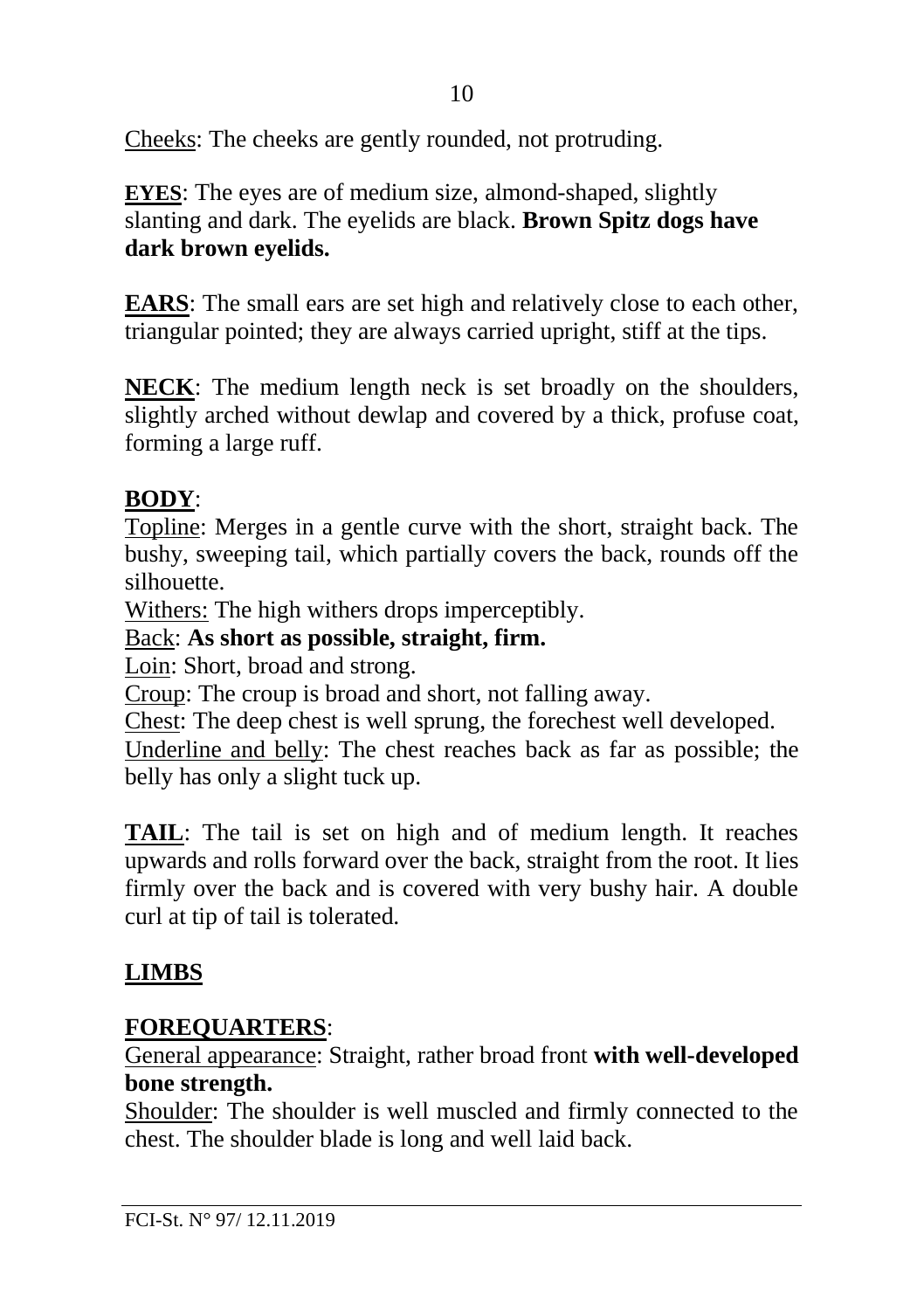Cheeks: The cheeks are gently rounded, not protruding.

**EYES**: The eyes are of medium size, almond-shaped, slightly slanting and dark. The eyelids are black. **Brown Spitz dogs have dark brown eyelids.**

**EARS**: The small ears are set high and relatively close to each other, triangular pointed; they are always carried upright, stiff at the tips.

**NECK**: The medium length neck is set broadly on the shoulders, slightly arched without dewlap and covered by a thick, profuse coat, forming a large ruff.

**BODY**:
Topline: Merges in a gentle curve with the short, straight back. The bushy, sweeping tail, which partially covers the back, rounds off the silhouette.
Withers: The high withers drops imperceptibly.
Back: **As short as possible, straight, firm.**
Loin: Short, broad and strong.
Croup: The croup is broad and short, not falling away.
Chest: The deep chest is well sprung, the forechest well developed.
Underline and belly: The chest reaches back as far as possible; the belly has only a slight tuck up.

**TAIL**: The tail is set on high and of medium length. It reaches upwards and rolls forward over the back, straight from the root. It lies firmly over the back and is covered with very bushy hair. A double curl at tip of tail is tolerated.

**LIMBS**

**FOREQUARTERS**:
General appearance: Straight, rather broad front **with well-developed bone strength.**
Shoulder: The shoulder is well muscled and firmly connected to the chest. The shoulder blade is long and well laid back.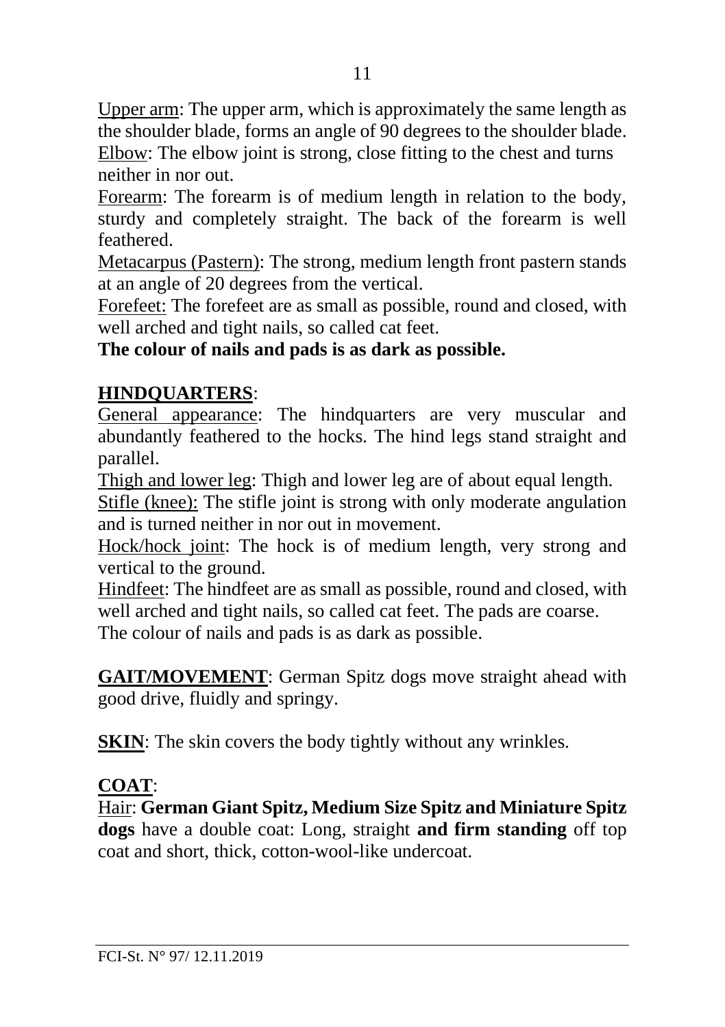Upper arm: The upper arm, which is approximately the same length as the shoulder blade, forms an angle of 90 degrees to the shoulder blade.
Elbow: The elbow joint is strong, close fitting to the chest and turns neither in nor out.
Forearm: The forearm is of medium length in relation to the body, sturdy and completely straight. The back of the forearm is well feathered.
Metacarpus (Pastern): The strong, medium length front pastern stands at an angle of 20 degrees from the vertical.
Forefeet: The forefeet are as small as possible, round and closed, with well arched and tight nails, so called cat feet.
**The colour of nails and pads is as dark as possible.**

**HINDQUARTERS**:
General appearance: The hindquarters are very muscular and abundantly feathered to the hocks. The hind legs stand straight and parallel.
Thigh and lower leg: Thigh and lower leg are of about equal length.
Stifle (knee): The stifle joint is strong with only moderate angulation and is turned neither in nor out in movement.
Hock/hock joint: The hock is of medium length, very strong and vertical to the ground.
Hindfeet: The hindfeet are as small as possible, round and closed, with well arched and tight nails, so called cat feet. The pads are coarse.
The colour of nails and pads is as dark as possible.

**GAIT/MOVEMENT**: German Spitz dogs move straight ahead with good drive, fluidly and springy.

**SKIN**: The skin covers the body tightly without any wrinkles.

**COAT**:
Hair: **German Giant Spitz, Medium Size Spitz and Miniature Spitz dogs** have a double coat: Long, straight **and firm standing** off top coat and short, thick, cotton-wool-like undercoat.

FCI-St. N° 97/ 12.11.2019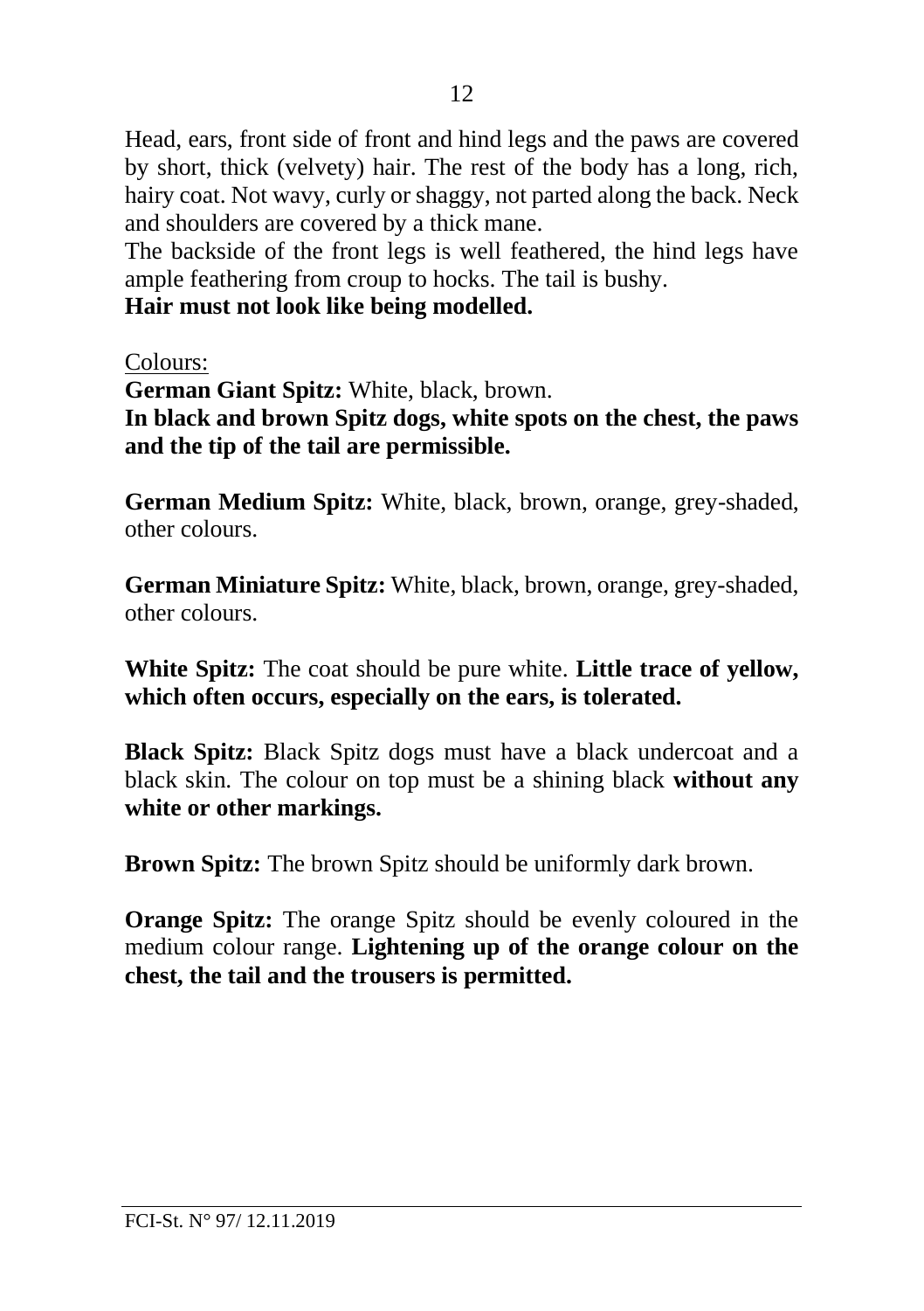Head, ears, front side of front and hind legs and the paws are covered by short, thick (velvety) hair. The rest of the body has a long, rich, hairy coat. Not wavy, curly or shaggy, not parted along the back. Neck and shoulders are covered by a thick mane.

The backside of the front legs is well feathered, the hind legs have ample feathering from croup to hocks. The tail is bushy.

**Hair must not look like being modelled.**

Colours:

**German Giant Spitz:** White, black, brown.

**In black and brown Spitz dogs, white spots on the chest, the paws and the tip of the tail are permissible.**

**German Medium Spitz:** White, black, brown, orange, grey-shaded, other colours.

**German Miniature Spitz:** White, black, brown, orange, grey-shaded, other colours.

**White Spitz:** The coat should be pure white. **Little trace of yellow, which often occurs, especially on the ears, is tolerated.**

**Black Spitz:** Black Spitz dogs must have a black undercoat and a black skin. The colour on top must be a shining black **without any white or other markings.**

**Brown Spitz:** The brown Spitz should be uniformly dark brown.

**Orange Spitz:** The orange Spitz should be evenly coloured in the medium colour range. **Lightening up of the orange colour on the chest, the tail and the trousers is permitted.**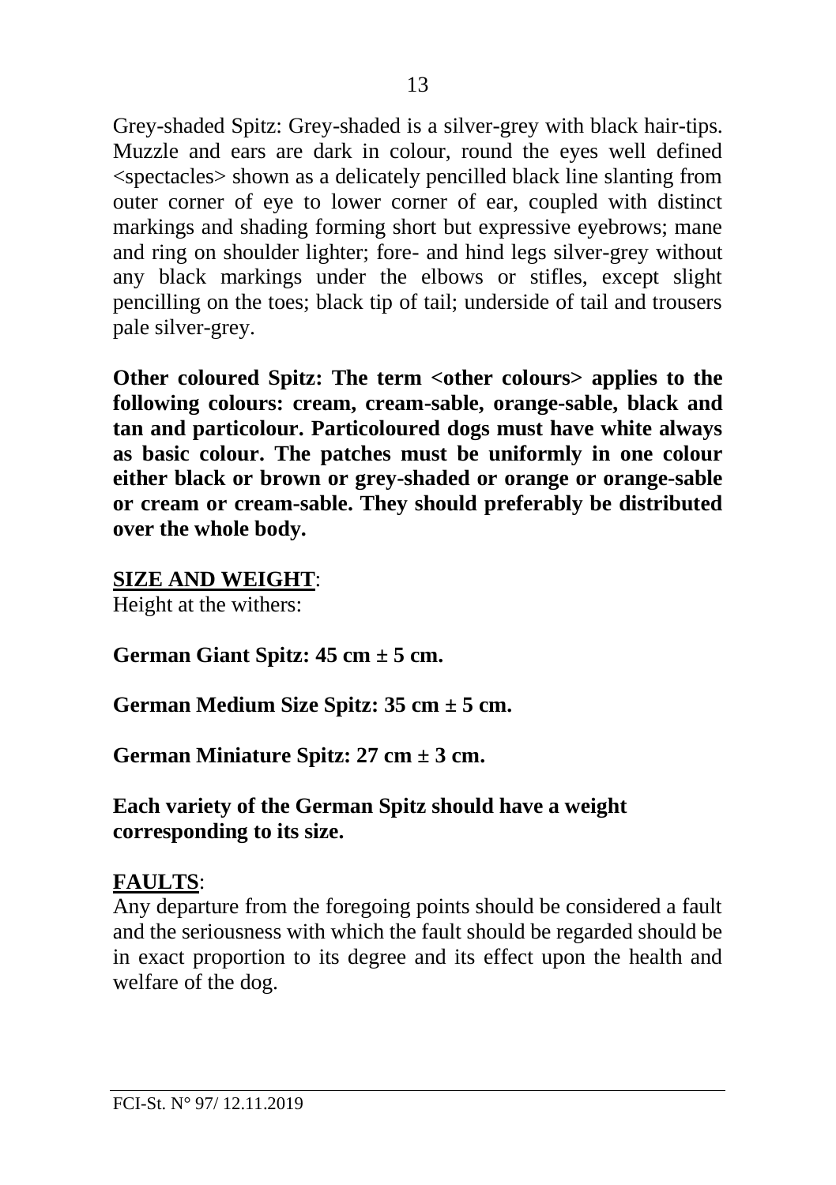Grey-shaded Spitz: Grey-shaded is a silver-grey with black hair-tips. Muzzle and ears are dark in colour, round the eyes well defined <spectacles> shown as a delicately pencilled black line slanting from outer corner of eye to lower corner of ear, coupled with distinct markings and shading forming short but expressive eyebrows; mane and ring on shoulder lighter; fore- and hind legs silver-grey without any black markings under the elbows or stifles, except slight pencilling on the toes; black tip of tail; underside of tail and trousers pale silver-grey.

**Other coloured Spitz: The term <other colours> applies to the following colours: cream, cream-sable, orange-sable, black and tan and particolour. Particoloured dogs must have white always as basic colour. The patches must be uniformly in one colour either black or brown or grey-shaded or orange or orange-sable or cream or cream-sable. They should preferably be distributed over the whole body.**

**SIZE AND WEIGHT**:
Height at the withers:

**German Giant Spitz: 45 cm ± 5 cm.**

**German Medium Size Spitz: 35 cm ± 5 cm.**

**German Miniature Spitz: 27 cm ± 3 cm.**

**Each variety of the German Spitz should have a weight corresponding to its size.**

**FAULTS**:
Any departure from the foregoing points should be considered a fault and the seriousness with which the fault should be regarded should be in exact proportion to its degree and its effect upon the health and welfare of the dog.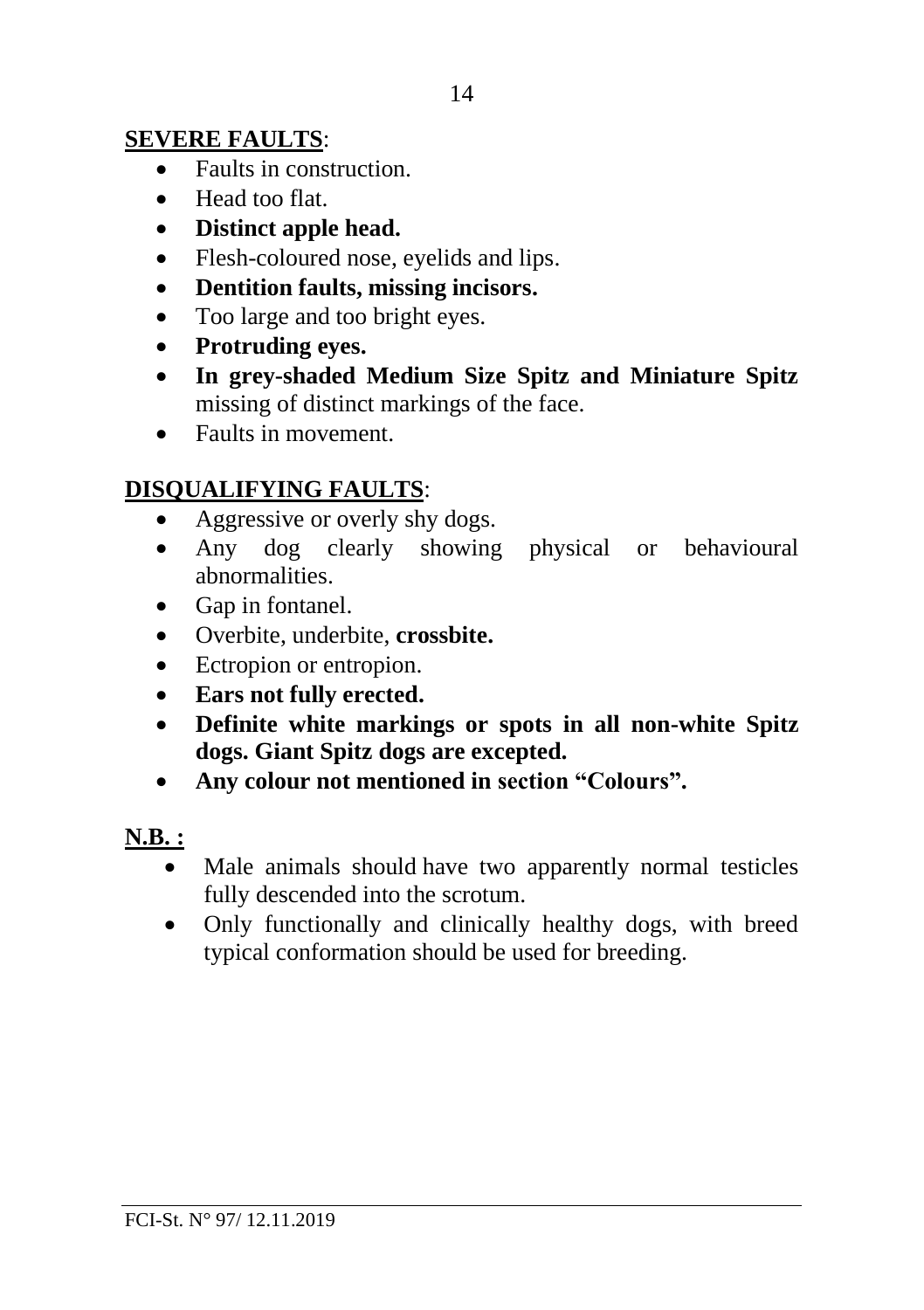**SEVERE FAULTS**:

- Faults in construction.
- Head too flat.
- **Distinct apple head.**
- Flesh-coloured nose, eyelids and lips.
- **Dentition faults, missing incisors.**
- Too large and too bright eyes.
- **Protruding eyes.**
- **In grey-shaded Medium Size Spitz and Miniature Spitz** missing of distinct markings of the face.
- Faults in movement.

**DISQUALIFYING FAULTS**:

- Aggressive or overly shy dogs.
- Any dog clearly showing physical or behavioural abnormalities.
- Gap in fontanel.
- Overbite, underbite, **crossbite.**
- Ectropion or entropion.
- **Ears not fully erected.**
- **Definite white markings or spots in all non-white Spitz dogs. Giant Spitz dogs are excepted.**
- **Any colour not mentioned in section "Colours".**

**N.B. :**

- Male animals should have two apparently normal testicles fully descended into the scrotum.
- Only functionally and clinically healthy dogs, with breed typical conformation should be used for breeding.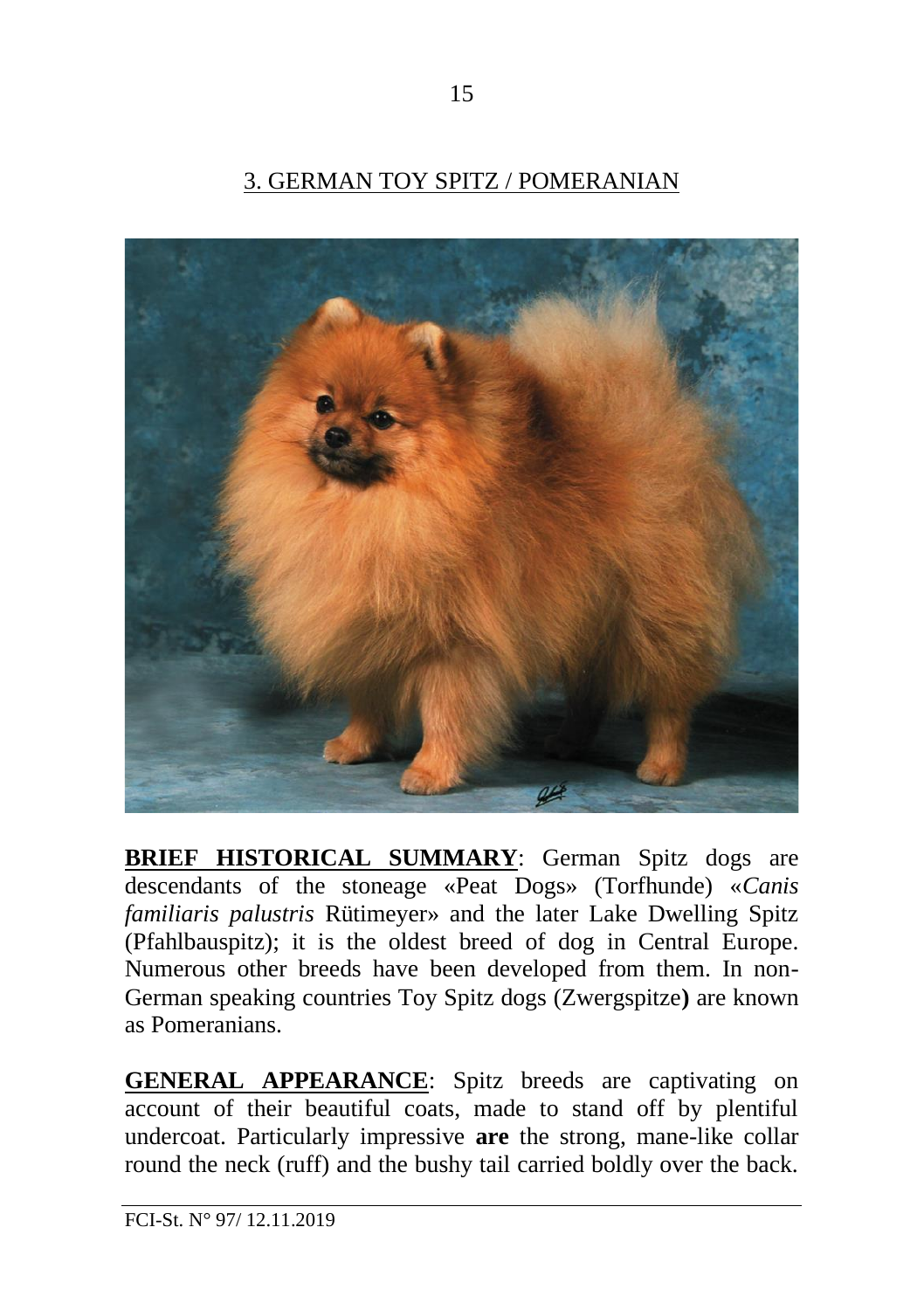## 3. GERMAN TOY SPITZ / POMERANIAN

**BRIEF HISTORICAL SUMMARY**: German Spitz dogs are descendants of the stoneage «Peat Dogs» (Torfhunde) «*Canis familiaris palustris* Rütimeyer» and the later Lake Dwelling Spitz (Pfahlbauspitz); it is the oldest breed of dog in Central Europe. Numerous other breeds have been developed from them. In non-German speaking countries Toy Spitz dogs (Zwergspitze**)** are known as Pomeranians.

**GENERAL APPEARANCE**: Spitz breeds are captivating on account of their beautiful coats, made to stand off by plentiful undercoat. Particularly impressive **are** the strong, mane-like collar round the neck (ruff) and the bushy tail carried boldly over the back.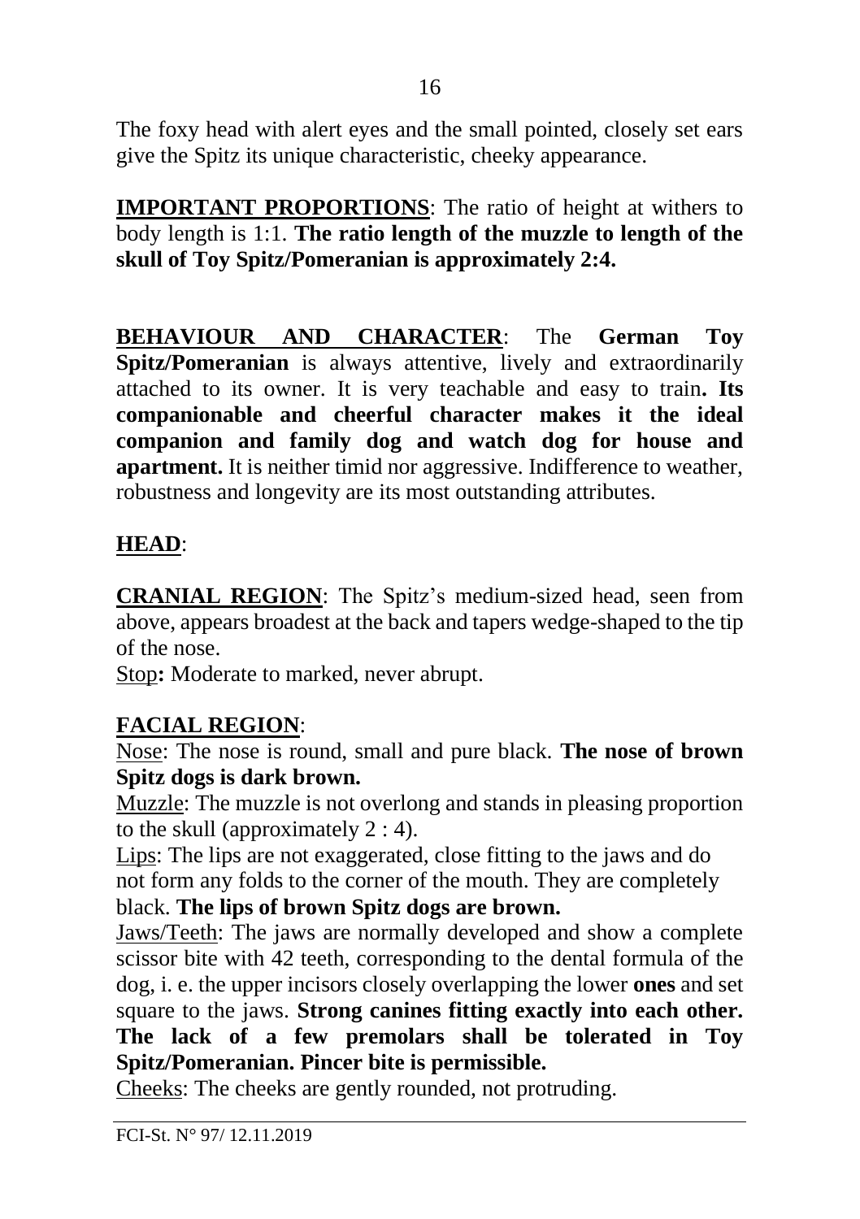The foxy head with alert eyes and the small pointed, closely set ears give the Spitz its unique characteristic, cheeky appearance.

**IMPORTANT PROPORTIONS**: The ratio of height at withers to body length is 1:1. **The ratio length of the muzzle to length of the skull of Toy Spitz/Pomeranian is approximately 2:4.**

**BEHAVIOUR AND CHARACTER**: The **German Toy Spitz/Pomeranian** is always attentive, lively and extraordinarily attached to its owner. It is very teachable and easy to train**. Its companionable and cheerful character makes it the ideal companion and family dog and watch dog for house and apartment.** It is neither timid nor aggressive. Indifference to weather, robustness and longevity are its most outstanding attributes.

**HEAD**:

**CRANIAL REGION**: The Spitz's medium-sized head, seen from above, appears broadest at the back and tapers wedge-shaped to the tip of the nose.

Stop**:** Moderate to marked, never abrupt.

**FACIAL REGION**:

Nose: The nose is round, small and pure black. **The nose of brown Spitz dogs is dark brown.**

Muzzle: The muzzle is not overlong and stands in pleasing proportion to the skull (approximately 2 : 4).

Lips: The lips are not exaggerated, close fitting to the jaws and do not form any folds to the corner of the mouth. They are completely black. **The lips of brown Spitz dogs are brown.**

Jaws/Teeth: The jaws are normally developed and show a complete scissor bite with 42 teeth, corresponding to the dental formula of the dog, i. e. the upper incisors closely overlapping the lower **ones** and set square to the jaws. **Strong canines fitting exactly into each other. The lack of a few premolars shall be tolerated in Toy Spitz/Pomeranian. Pincer bite is permissible.**

Cheeks: The cheeks are gently rounded, not protruding.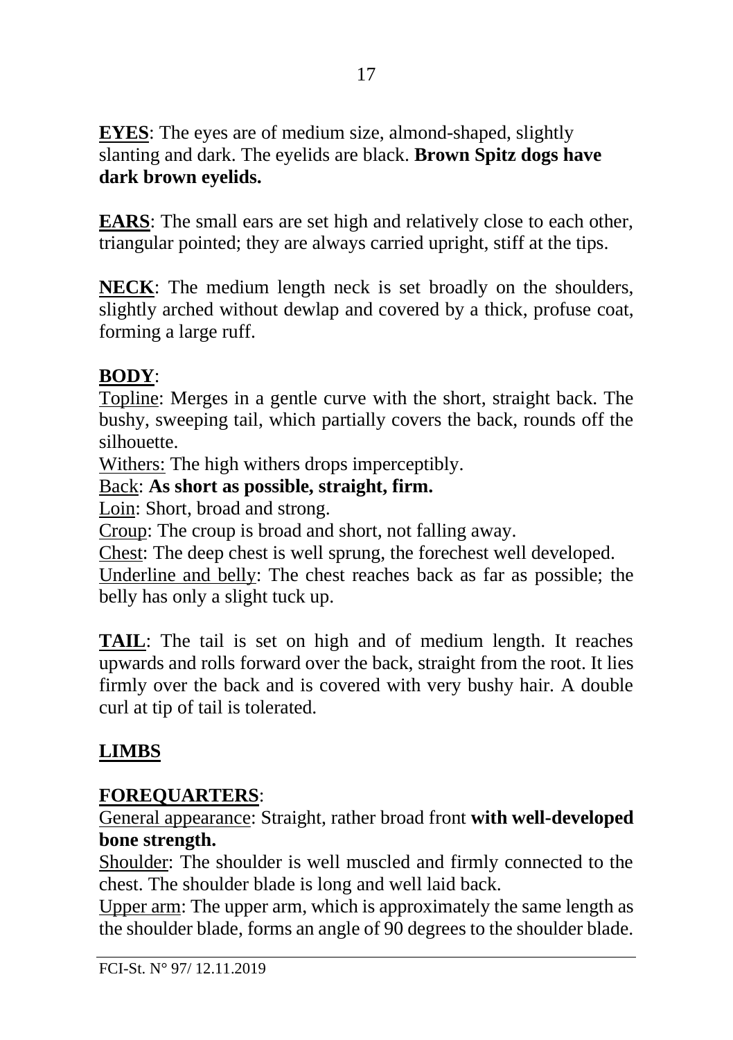**<u>EYES</u>**: The eyes are of medium size, almond-shaped, slightly slanting and dark. The eyelids are black. **Brown Spitz dogs have dark brown eyelids.**

**<u>EARS</u>**: The small ears are set high and relatively close to each other, triangular pointed; they are always carried upright, stiff at the tips.

**<u>NECK</u>**: The medium length neck is set broadly on the shoulders, slightly arched without dewlap and covered by a thick, profuse coat, forming a large ruff.

**<u>BODY</u>**:

<u>Topline</u>: Merges in a gentle curve with the short, straight back. The bushy, sweeping tail, which partially covers the back, rounds off the silhouette.

<u>Withers:</u> The high withers drops imperceptibly.

<u>Back</u>: **As short as possible, straight, firm.**

<u>Loin</u>: Short, broad and strong.

<u>Croup</u>: The croup is broad and short, not falling away.

<u>Chest</u>: The deep chest is well sprung, the forechest well developed.

<u>Underline and belly</u>: The chest reaches back as far as possible; the belly has only a slight tuck up.

**<u>TAIL</u>**: The tail is set on high and of medium length. It reaches upwards and rolls forward over the back, straight from the root. It lies firmly over the back and is covered with very bushy hair. A double curl at tip of tail is tolerated.

**<u>LIMBS</u>**

**<u>FOREQUARTERS</u>**:

<u>General appearance</u>: Straight, rather broad front **with well-developed bone strength.**

<u>Shoulder</u>: The shoulder is well muscled and firmly connected to the chest. The shoulder blade is long and well laid back.

<u>Upper arm</u>: The upper arm, which is approximately the same length as the shoulder blade, forms an angle of 90 degrees to the shoulder blade.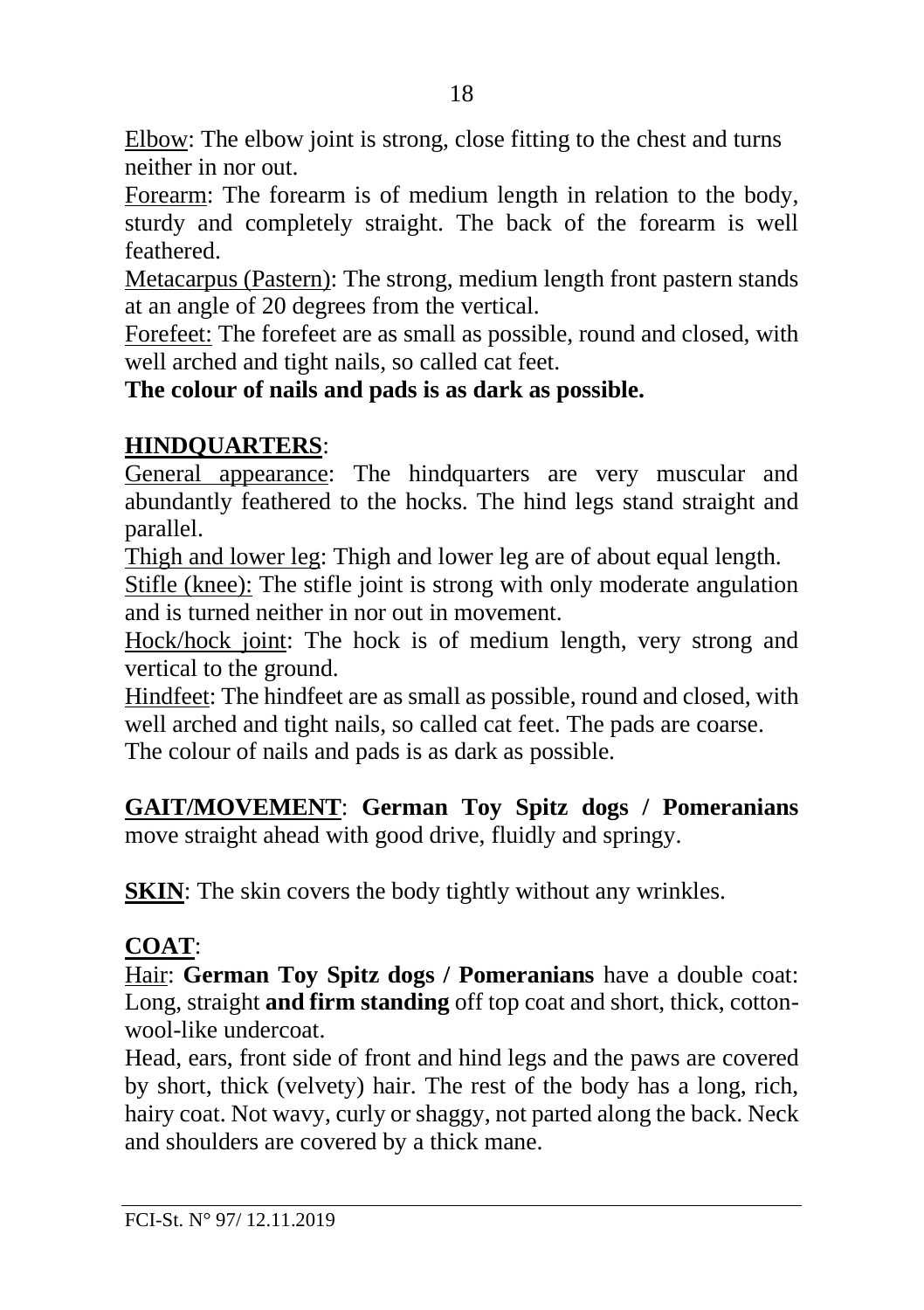Elbow: The elbow joint is strong, close fitting to the chest and turns neither in nor out.

Forearm: The forearm is of medium length in relation to the body, sturdy and completely straight. The back of the forearm is well feathered.

Metacarpus (Pastern): The strong, medium length front pastern stands at an angle of 20 degrees from the vertical.

Forefeet: The forefeet are as small as possible, round and closed, with well arched and tight nails, so called cat feet.

**The colour of nails and pads is as dark as possible.**

**HINDQUARTERS**:

General appearance: The hindquarters are very muscular and abundantly feathered to the hocks. The hind legs stand straight and parallel.

Thigh and lower leg: Thigh and lower leg are of about equal length.

Stifle (knee): The stifle joint is strong with only moderate angulation and is turned neither in nor out in movement.

Hock/hock joint: The hock is of medium length, very strong and vertical to the ground.

Hindfeet: The hindfeet are as small as possible, round and closed, with well arched and tight nails, so called cat feet. The pads are coarse. The colour of nails and pads is as dark as possible.

**GAIT/MOVEMENT**: **German Toy Spitz dogs / Pomeranians** move straight ahead with good drive, fluidly and springy.

**SKIN**: The skin covers the body tightly without any wrinkles.

**COAT**:

Hair: **German Toy Spitz dogs / Pomeranians** have a double coat: Long, straight **and firm standing** off top coat and short, thick, cotton-wool-like undercoat.

Head, ears, front side of front and hind legs and the paws are covered by short, thick (velvety) hair. The rest of the body has a long, rich, hairy coat. Not wavy, curly or shaggy, not parted along the back. Neck and shoulders are covered by a thick mane.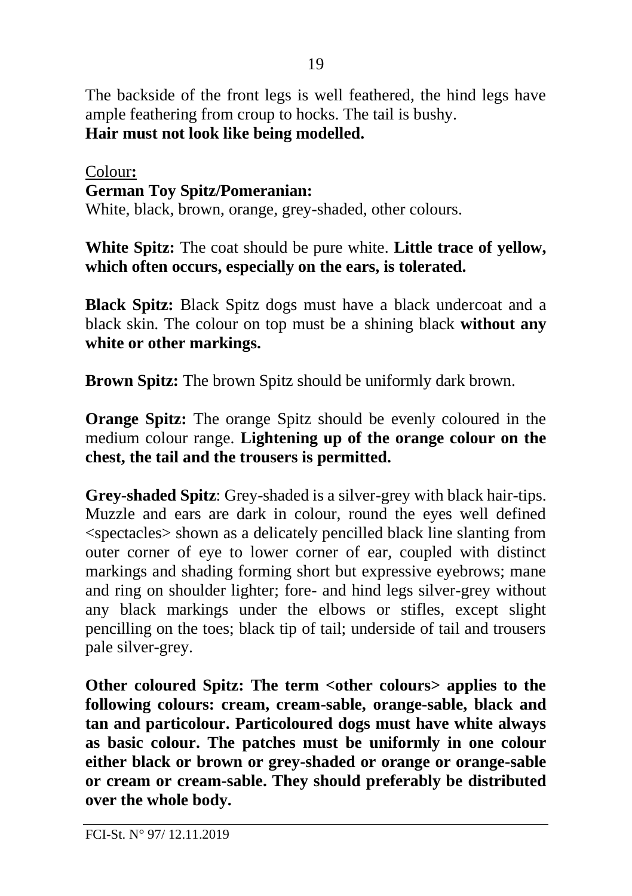The backside of the front legs is well feathered, the hind legs have ample feathering from croup to hocks. The tail is bushy.
**Hair must not look like being modelled.**

Colour**:**

**German Toy Spitz/Pomeranian:**
White, black, brown, orange, grey-shaded, other colours.

**White Spitz:** The coat should be pure white. **Little trace of yellow, which often occurs, especially on the ears, is tolerated.**

**Black Spitz:** Black Spitz dogs must have a black undercoat and a black skin. The colour on top must be a shining black **without any white or other markings.**

**Brown Spitz:** The brown Spitz should be uniformly dark brown.

**Orange Spitz:** The orange Spitz should be evenly coloured in the medium colour range. **Lightening up of the orange colour on the chest, the tail and the trousers is permitted.**

**Grey-shaded Spitz**: Grey-shaded is a silver-grey with black hair-tips. Muzzle and ears are dark in colour, round the eyes well defined <spectacles> shown as a delicately pencilled black line slanting from outer corner of eye to lower corner of ear, coupled with distinct markings and shading forming short but expressive eyebrows; mane and ring on shoulder lighter; fore- and hind legs silver-grey without any black markings under the elbows or stifles, except slight pencilling on the toes; black tip of tail; underside of tail and trousers pale silver-grey.

**Other coloured Spitz: The term <other colours> applies to the following colours: cream, cream-sable, orange-sable, black and tan and particolour. Particoloured dogs must have white always as basic colour. The patches must be uniformly in one colour either black or brown or grey-shaded or orange or orange-sable or cream or cream-sable. They should preferably be distributed over the whole body.**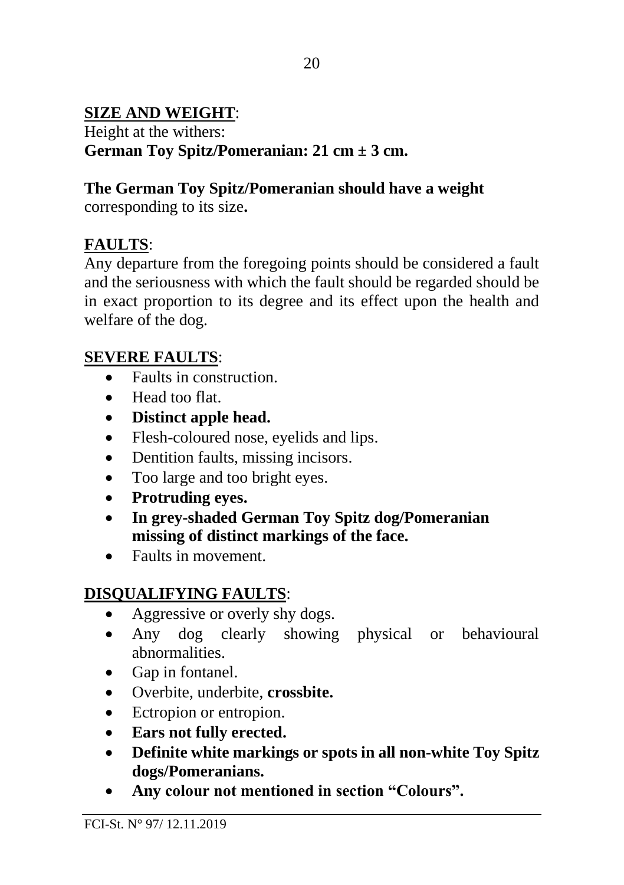**SIZE AND WEIGHT**:

Height at the withers:
**German Toy Spitz/Pomeranian: 21 cm ± 3 cm.**

**The German Toy Spitz/Pomeranian should have a weight** corresponding to its size**.**

**FAULTS**:

Any departure from the foregoing points should be considered a fault and the seriousness with which the fault should be regarded should be in exact proportion to its degree and its effect upon the health and welfare of the dog.

**SEVERE FAULTS**:

- Faults in construction.
- Head too flat.
- **Distinct apple head.**
- Flesh-coloured nose, eyelids and lips.
- Dentition faults, missing incisors.
- Too large and too bright eyes.
- **Protruding eyes.**
- **In grey-shaded German Toy Spitz dog/Pomeranian missing of distinct markings of the face.**
- Faults in movement.

**DISQUALIFYING FAULTS**:

- Aggressive or overly shy dogs.
- Any dog clearly showing physical or behavioural abnormalities.
- Gap in fontanel.
- Overbite, underbite, **crossbite.**
- Ectropion or entropion.
- **Ears not fully erected.**
- **Definite white markings or spots in all non-white Toy Spitz dogs/Pomeranians.**
- **Any colour not mentioned in section "Colours".**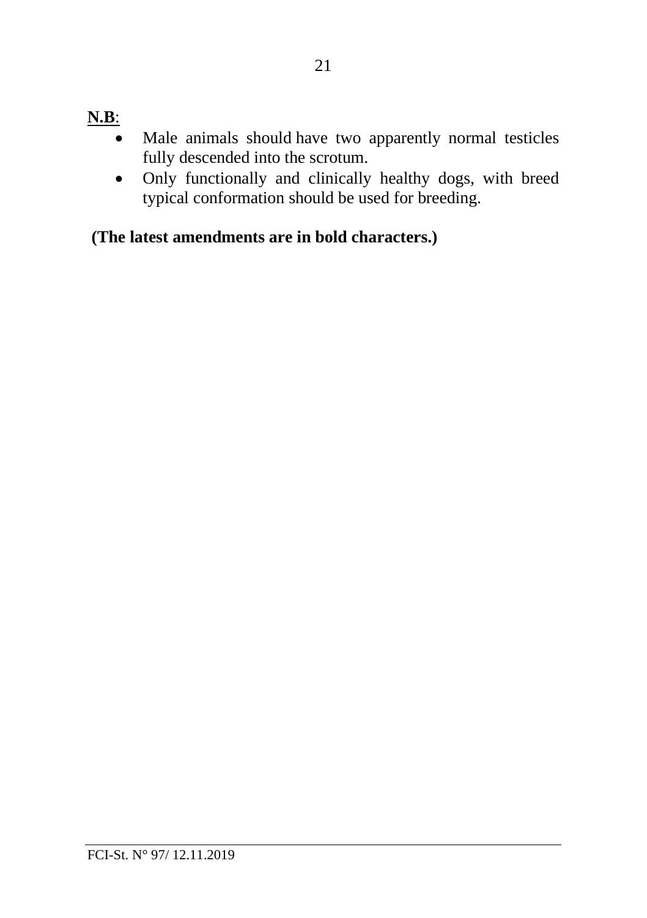**<u>N.B</u>**:

- Male animals should have two apparently normal testicles fully descended into the scrotum.
- Only functionally and clinically healthy dogs, with breed typical conformation should be used for breeding.

**(The latest amendments are in bold characters.)**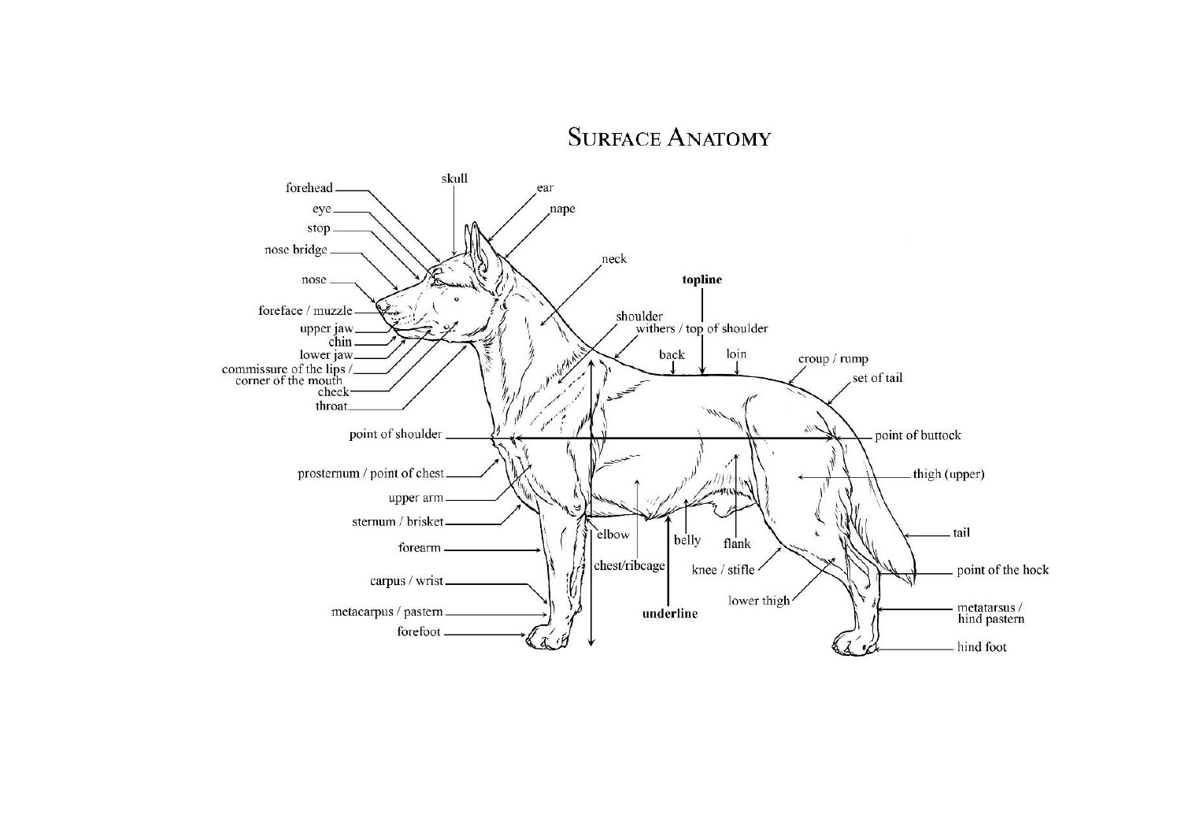# Surface Anatomy

forehead
eye
stop
nose bridge
nose
foreface / muzzle
upper jaw
chin
lower jaw
commissure of the lips / corner of the mouth
cheek
throat
skull
ear
nape
neck
topline
shoulder
withers / top of shoulder
back
loin
croup / rump
set of tail
point of shoulder
point of buttock
prosternum / point of chest
thigh (upper)
upper arm
sternum / brisket
elbow
belly
flank
tail
forearm
chest/ribcage
knee / stifle
point of the hock
carpus / wrist
lower thigh
metacarpus / pastern
underline
metatarsus / hind pastern
forefoot
hind foot